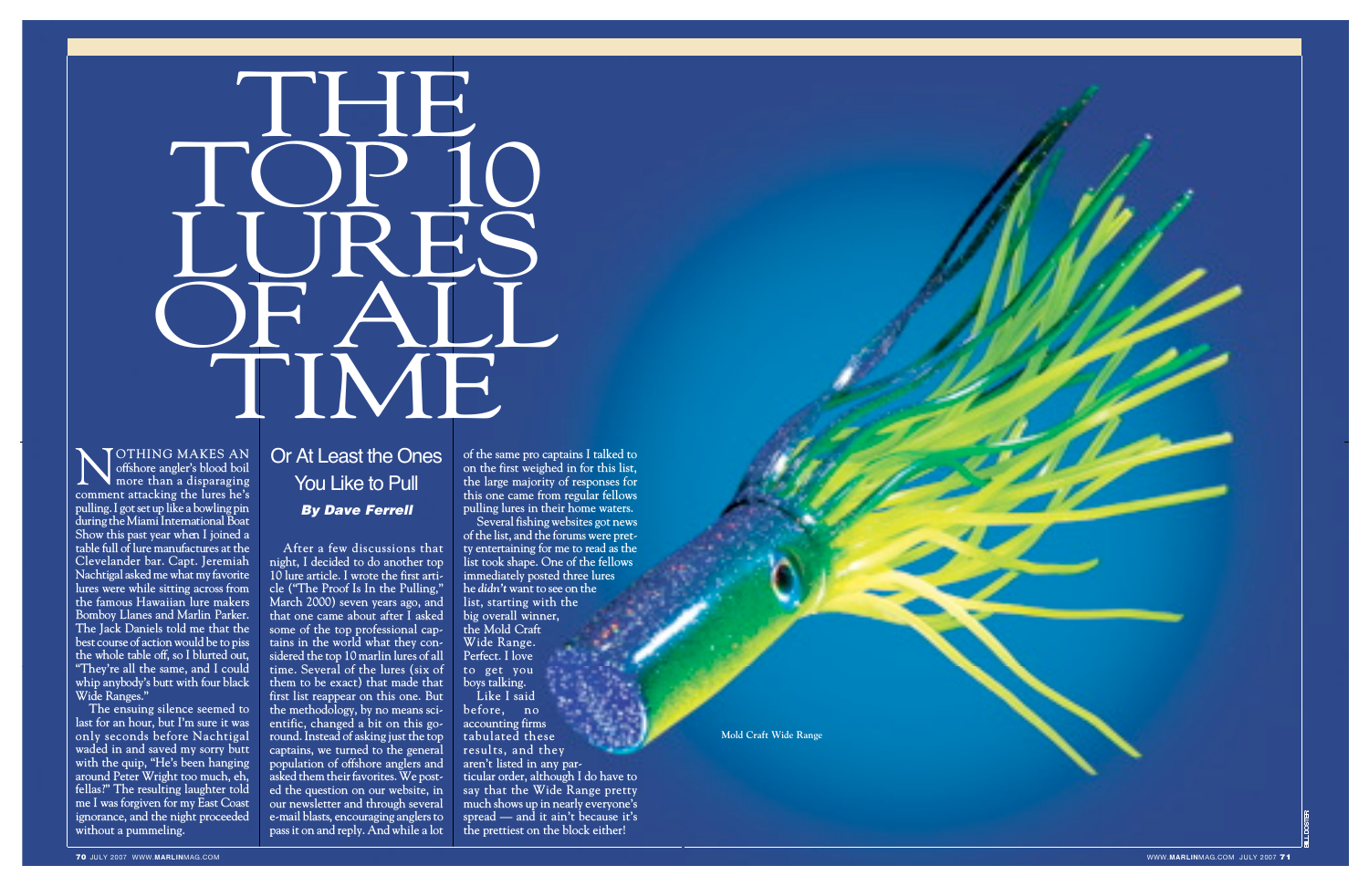# THE TOP 10 LURES OF ALL TIME

## Or At Least the Ones You Like to Pull

***By Dave Ferrell***

NOTHING MAKES AN offshore angler's blood boil more than a disparaging comment attacking the lures he's pulling. I got set up like a bowling pin during the Miami International Boat Show this past year when I joined a table full of lure manufactures at the Clevelander bar. Capt. Jeremiah Nachtigal asked me what my favorite lures were while sitting across from the famous Hawaiian lure makers Bomboy Llanes and Marlin Parker. The Jack Daniels told me that the best course of action would be to piss the whole table off, so I blurted out, "They're all the same, and I could whip anybody's butt with four black Wide Ranges."

The ensuing silence seemed to last for an hour, but I'm sure it was only seconds before Nachtigal waded in and saved my sorry butt with the quip, "He's been hanging around Peter Wright too much, eh, fellas?" The resulting laughter told me I was forgiven for my East Coast ignorance, and the night proceeded without a pummeling.

After a few discussions that night, I decided to do another top 10 lure article. I wrote the first article ("The Proof Is In the Pulling," March 2000) seven years ago, and that one came about after I asked some of the top professional captains in the world what they considered the top 10 marlin lures of all time. Several of the lures (six of them to be exact) that made that first list reappear on this one. But the methodology, by no means scientific, changed a bit on this go-round. Instead of asking just the top captains, we turned to the general population of offshore anglers and asked them their favorites. We posted the question on our website, in our newsletter and through several e-mail blasts, encouraging anglers to pass it on and reply. And while a lot of the same pro captains I talked to on the first weighed in for this list, the large majority of responses for this one came from regular fellows pulling lures in their home waters.

Several fishing websites got news of the list, and the forums were pretty entertaining for me to read as the list took shape. One of the fellows immediately posted three lures he *didn't* want to see on the list, starting with the big overall winner, the Mold Craft Wide Range. Perfect. I love to get you boys talking.

Like I said before, no accounting firms tabulated these results, and they aren't listed in any particular order, although I do have to say that the Wide Range pretty much shows up in nearly everyone's spread — and it ain't because it's the prettiest on the block either!

Mold Craft Wide Range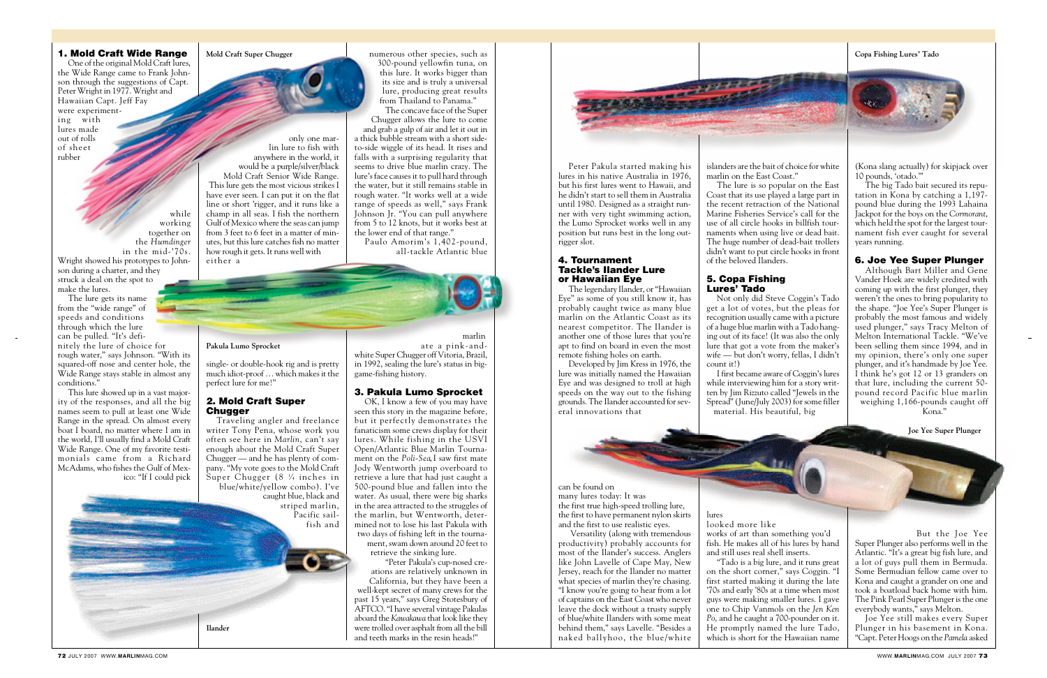## 1. Mold Craft Wide Range

One of the original Mold Craft lures, the Wide Range came to Frank Johnson through the suggestions of Capt. Peter Wright in 1977. Wright and Hawaiian Capt. Jeff Fay were experimenting with lures made out of rolls of sheet rubber while working together on the *Humdinger* in the mid-'70s. Wright showed his prototypes to Johnson during a charter, and they struck a deal on the spot to make the lures.

The lure gets its name from the "wide range" of speeds and conditions through which the lure can be pulled. "It's definitely the lure of choice for rough water," says Johnson. "With its squared-off nose and center hole, the Wide Range stays stable in almost any conditions."

This lure showed up in a vast majority of the responses, and all the big names seem to pull at least one Wide Range in the spread. On almost every boat I board, no matter where I am in the world, I'll usually find a Mold Craft Wide Range. One of my favorite testimonials came from a Richard McAdams, who fishes the Gulf of Mexico: "If I could pick only one marlin lure to fish with anywhere in the world, it would be a purple/silver/black Mold Craft Senior Wide Range. This lure gets the most vicious strikes I have ever seen. I can put it on the flat line or short 'rigger, and it runs like a champ in all seas. I fish the northern Gulf of Mexico where the seas can jump from 3 feet to 6 feet in a matter of minutes, but this lure catches fish no matter how rough it gets. It runs well with either a single- or double-hook rig and is pretty much idiot-proof … which makes it the perfect lure for me!"

Mold Craft Super Chugger

Pakula Lumo Sprocket

Ilander

## 2. Mold Craft Super Chugger

Traveling angler and freelance writer Tony Pena, whose work you often see here in *Marlin*, can't say enough about the Mold Craft Super Chugger — and he has plenty of company. "My vote goes to the Mold Craft Super Chugger (8 ¼ inches in blue/white/yellow combo). I've caught blue, black and striped marlin, Pacific sailfish and numerous other species, such as 300-pound yellowfin tuna, on this lure. It works bigger than its size and is truly a universal lure, producing great results from Thailand to Panama."

The concave face of the Super Chugger allows the lure to come and grab a gulp of air and let it out in a thick bubble stream with a short side-to-side wiggle of its head. It rises and falls with a surprising regularity that seems to drive blue marlin crazy. The lure's face causes it to pull hard through the water, but it still remains stable in rough water. "It works well at a wide range of speeds as well," says Frank Johnson Jr. "You can pull anywhere from 5 to 12 knots, but it works best at the lower end of that range."

Paulo Amorim's 1,402-pound, all-tackle Atlantic blue marlin ate a pink-and-white Super Chugger off Vitoria, Brazil, in 1992, sealing the lure's status in big-game-fishing history.

## 3. Pakula Lumo Sprocket

OK, I know a few of you may have seen this story in the magazine before, but it perfectly demonstrates the fanaticism some crews display for their lures. While fishing in the USVI Open/Atlantic Blue Marlin Tournament on the *Poli-Sea*, I saw first mate Jody Wentworth jump overboard to retrieve a lure that had just caught a 500-pound blue and fallen into the water. As usual, there were big sharks in the area attracted to the struggles of the marlin, but Wentworth, determined not to lose his last Pakula with two days of fishing left in the tournament, swam down around 20 feet to retrieve the sinking lure.

"Peter Pakula's cup-nosed creations are relatively unknown in California, but they have been a well-kept secret of many crews for the past 15 years," says Greg Stotesbury of AFTCO. "I have several vintage Pakulas aboard the *Kawakawa* that look like they were trolled over asphalt from all the bill and teeth marks in the resin heads!"

Peter Pakula started making his lures in his native Australia in 1976, but his first lures went to Hawaii, and he didn't start to sell them in Australia until 1980. Designed as a straight runner with very tight swimming action, the Lumo Sprocket works well in any position but runs best in the long outrigger slot.

## 4. Tournament Tackle's Ilander Lure or Hawaiian Eye

The legendary Ilander, or "Hawaiian Eye" as some of you still know it, has probably caught twice as many blue marlin on the Atlantic Coast as its nearest competitor. The Ilander is another one of those lures that you're apt to find on board in even the most remote fishing holes on earth.

Developed by Jim Kress in 1976, the lure was initially named the Hawaiian Eye and was designed to troll at high speeds on the way out to the fishing grounds. The Ilander accounted for several innovations that can be found on many lures today: It was the first true high-speed trolling lure, the first to have permanent nylon skirts and the first to use realistic eyes.

Versatility (along with tremendous productivity) probably accounts for most of the Ilander's success. Anglers like John Lavelle of Cape May, New Jersey, reach for the Ilander no matter what species of marlin they're chasing. "I know you're going to hear from a lot of captains on the East Coast who never leave the dock without a trusty supply of blue/white Ilanders with some meat behind them," says Lavelle. "Besides a naked ballyhoo, the blue/white islanders are the bait of choice for white marlin on the East Coast."

The lure is so popular on the East Coast that its use played a large part in the recent retraction of the National Marine Fisheries Service's call for the use of all circle hooks in billfish tournaments when using live or dead bait. The huge number of dead-bait trollers didn't want to put circle hooks in front of the beloved Ilanders.

## 5. Copa Fishing Lures' Tado

Not only did Steve Coggin's Tado get a lot of votes, but the pleas for recognition usually came with a picture of a huge blue marlin with a Tado hanging out of its face! (It was also the only lure that got a vote from the maker's wife — but don't worry, fellas, I didn't count it!)

I first became aware of Coggin's lures while interviewing him for a story written by Jim Rizzuto called "Jewels in the Spread" (June/July 2003) for some filler material. His beautiful, big lures looked more like works of art than something you'd fish. He makes all of his lures by hand and still uses real shell inserts.

"Tado is a big lure, and it runs great on the short corner," says Coggin. "I first started making it during the late '70s and early '80s at a time when most guys were making smaller lures. I gave one to Chip Vanmols on the *Jen Ken Po*, and he caught a 700-pounder on it. He promptly named the lure Tado, which is short for the Hawaiian name (Kona slang actually) for skipjack over 10 pounds, 'otado.'"

Copa Fishing Lures' Tado

The big Tado bait secured its reputation in Kona by catching a 1,197-pound blue during the 1993 Lahaina Jackpot for the boys on the *Cormorant*, which held the spot for the largest tournament fish ever caught for several years running.

## 6. Joe Yee Super Plunger

Although Bart Miller and Gene Vander Hoek are widely credited with coming up with the first plunger, they weren't the ones to bring popularity to the shape. "Joe Yee's Super Plunger is probably the most famous and widely used plunger," says Tracy Melton of Melton International Tackle. "We've been selling them since 1994, and in my opinion, there's only one super plunger, and it's handmade by Joe Yee. I think he's got 12 or 13 granders on that lure, including the current 50-pound record Pacific blue marlin weighing 1,166-pounds caught off Kona."

Joe Yee Super Plunger

But the Joe Yee Super Plunger also performs well in the Atlantic. "It's a great big fish lure, and a lot of guys pull them in Bermuda. Some Bermudian fellow came over to Kona and caught a grander on one and took a boatload back home with him. The Pink Pearl Super Plunger is the one everybody wants," says Melton.

Joe Yee still makes every Super Plunger in his basement in Kona. "Capt. Peter Hoogs on the *Pamela* asked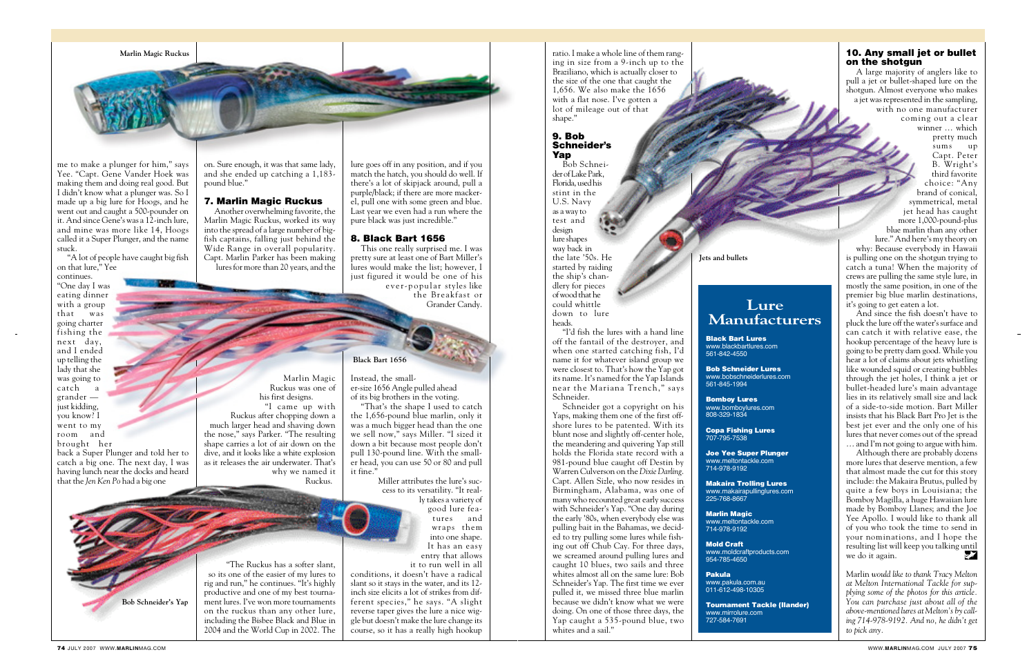Marlin Magic Ruckus

me to make a plunger for him," says Yee. "Capt. Gene Vander Hoek was making them and doing real good. But I didn't know what a plunger was. So I made up a big lure for Hoogs, and he went out and caught a 500-pounder on it. And since Gene's was a 12-inch lure, and mine was more like 14, Hoogs called it a Super Plunger, and the name stuck.

"A lot of people have caught big fish on that lure," Yee continues. "One day I was eating dinner with a group that was going charter fishing the next day, and I ended up telling the lady that she was going to catch a grander — just kidding, you know? I went to my room and brought her back a Super Plunger and told her to catch a big one. The next day, I was having lunch near the docks and heard that the *Jen Ken Po* had a big one on. Sure enough, it was that same lady, and she ended up catching a 1,183-pound blue."

## 7. Marlin Magic Ruckus

Another overwhelming favorite, the Marlin Magic Ruckus, worked its way into the spread of a large number of big-fish captains, falling just behind the Wide Range in overall popularity. Capt. Marlin Parker has been making lures for more than 20 years, and the Marlin Magic Ruckus was one of his first designs.

"I came up with Ruckus after chopping down a much larger head and shaving down the nose," says Parker. "The resulting shape carries a lot of air down on the dive, and it looks like a white explosion as it releases the air underwater. That's why we named it Ruckus.

"The Ruckus has a softer slant, so its one of the easier of my lures to rig and run," he continues. "It's highly productive and one of my best tournament lures. I've won more tournaments on the ruckus than any other lure, including the Bisbee Black and Blue in 2004 and the World Cup in 2002. The lure goes off in any position, and if you match the hatch, you should do well. If there's a lot of skipjack around, pull a purple/black; if there are more mackerel, pull one with some green and blue. Last year we even had a run where the pure black was just incredible."

Bob Schneider's Yap

## 8. Black Bart 1656

This one really surprised me. I was pretty sure at least one of Bart Miller's lures would make the list; however, I just figured it would be one of his ever-popular styles like the Breakfast or Grander Candy.

Black Bart 1656

Instead, the smaller-size 1656 Angle pulled ahead of its big brothers in the voting.

"That's the shape I used to catch the 1,656-pound blue marlin, only it was a much bigger head than the one we sell now," says Miller. "I sized it down a bit because most people don't pull 130-pound line. With the smaller head, you can use 50 or 80 and pull it fine."

Miller attributes the lure's success to its versatility. "It really takes a variety of good lure features and wraps them into one shape. It has an easy entry that allows it to run well in all conditions, it doesn't have a radical slant so it stays in the water, and its 12-inch size elicits a lot of strikes from different species," he says. "A slight reverse taper gives the lure a nice wiggle but doesn't make the lure change its course, so it has a really high hookup ratio. I make a whole line of them ranging in size from a 9-inch up to the Braziliano, which is actually closer to the size of the one that caught the 1,656. We also make the 1656 with a flat nose. I've gotten a lot of mileage out of that shape."

## 9. Bob Schneider's Yap

Bob Schneider of Lake Park, Florida, used his stint in the U.S. Navy as a way to test and design lure shapes way back in the late '50s. He started by raiding the ship's chandlery for pieces of wood that he could whittle down to lure heads.

"I'd fish the lures with a hand line off the fantail of the destroyer, and when one started catching fish, I'd name it for whatever island group we were closest to. That's how the Yap got its name. It's named for the Yap Islands near the Mariana Trench," says Schneider.

Schneider got a copyright on his Yaps, making them one of the first offshore lures to be patented. With its blunt nose and slightly off-center hole, the meandering and quivering Yap still holds the Florida state record with a 981-pound blue caught off Destin by Warren Culverson on the *Dixie Darling*. Capt. Allen Sizle, who now resides in Birmingham, Alabama, was one of many who recounted great early success with Schneider's Yap. "One day during the early '80s, when everybody else was pulling bait in the Bahamas, we decided to try pulling some lures while fishing out off Chub Cay. For three days, we screamed around pulling lures and caught 10 blues, two sails and three whites almost all on the same lure: Bob Schneider's Yap. The first time we ever pulled it, we missed three blue marlin because we didn't know what we were doing. On one of those three days, the Yap caught a 535-pound blue, two whites and a sail."

Jets and bullets

## Lure Manufacturers

**Black Bart Lures**
www.blackbartlures.com
561-842-4550

**Bob Schneider Lures**
www.bobschneiderlures.com
561-845-1994

**Bomboy Lures**
www.bomboylures.com
808-329-1834

**Copa Fishing Lures**
707-795-7538

**Joe Yee Super Plunger**
www.meltontackle.com
714-978-9192

**Makaira Trolling Lures**
www.makairapullinglures.com
225-768-8667

**Marlin Magic**
www.meltontackle.com
714-978-9192

**Mold Craft**
www.moldcraftproducts.com
954-785-4650

**Pakula**
www.pakula.com.au
011-612-498-10305

**Tournament Tackle (Ilander)**
www.mirrolure.com
727-584-7691

## 10. Any small jet or bullet on the shotgun

A large majority of anglers like to pull a jet or bullet-shaped lure on the shotgun. Almost everyone who makes a jet was represented in the sampling, with no one manufacturer coming out a clear winner ... which pretty much sums up Capt. Peter B. Wright's third favorite choice: "Any brand of conical, symmetrical, metal jet head has caught more 1,000-pound-plus blue marlin than any other lure." And here's my theory on why: Because everybody in Hawaii is pulling one on the shotgun trying to catch a tuna! When the majority of crews are pulling the same style lure, in mostly the same position, in one of the premier big blue marlin destinations, it's going to get eaten a lot.

And since the fish doesn't have to pluck the lure off the water's surface and can catch it with relative ease, the hookup percentage of the heavy lure is going to be pretty darn good. While you hear a lot of claims about jets whistling like wounded squid or creating bubbles through the jet holes, I think a jet or bullet-headed lure's main advantage lies in its relatively small size and lack of a side-to-side motion. Bart Miller insists that his Black Bart Pro Jet is the best jet ever and the only one of his lures that never comes out of the spread ... and I'm not going to argue with him.

Although there are probably dozens more lures that deserve mention, a few that almost made the cut for this story include: the Makaira Brutus, pulled by quite a few boys in Louisiana; the Bomboy Magilla, a huge Hawaiian lure made by Bomboy Llanes; and the Joe Yee Apollo. I would like to thank all of you who took the time to send in your nominations, and I hope the resulting list will keep you talking until we do it again.

*Marlin would like to thank Tracy Melton at Melton International Tackle for supplying some of the photos for this article. You can purchase just about all of the above-mentioned lures at Melton's by calling 714-978-9192. And no, he didn't get to pick any.*